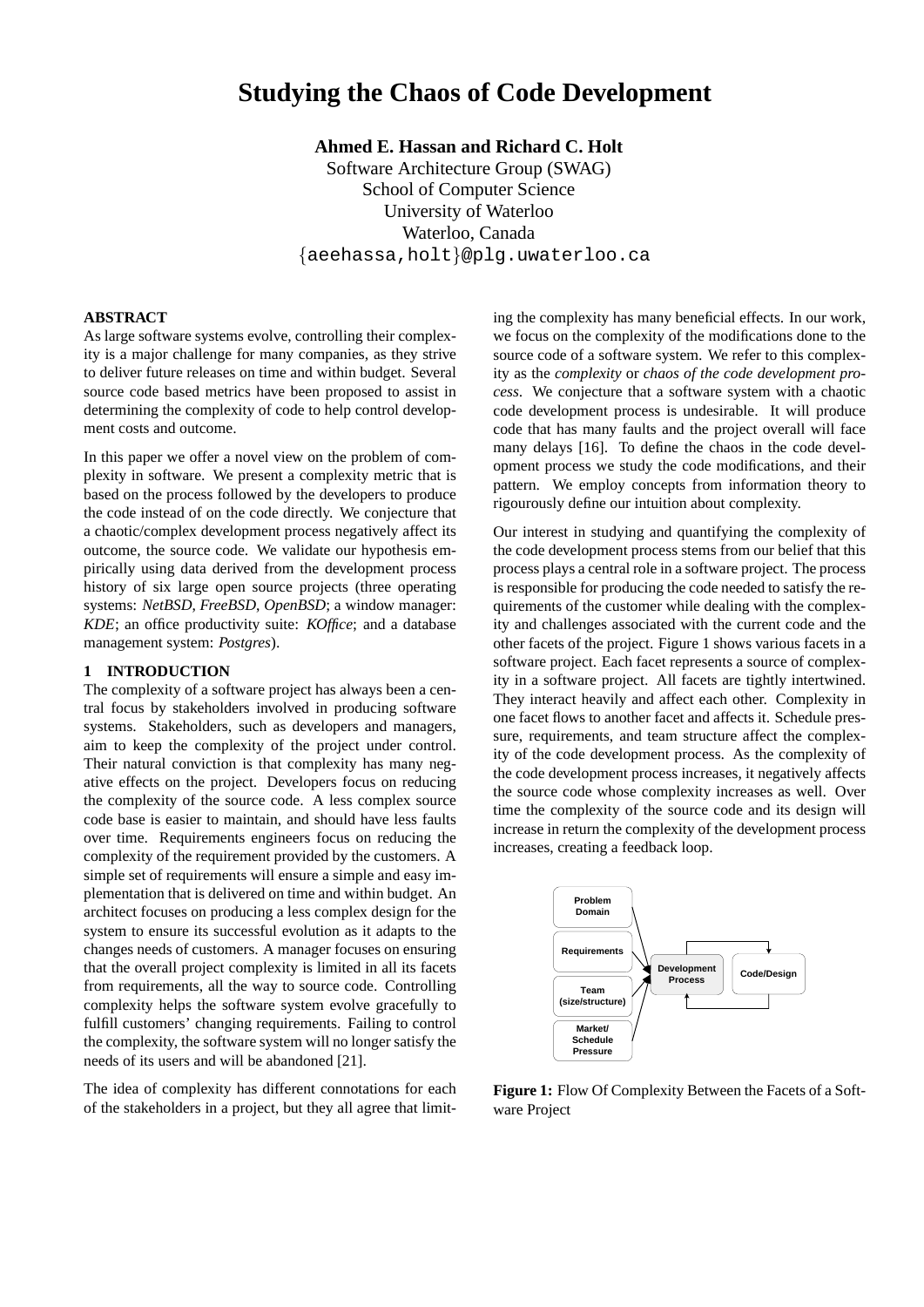# Studying the Chaos of Code Development

**Ahmed E. Hassan and Richard C. Holt**
Software Architecture Group (SWAG)
School of Computer Science
University of Waterloo
Waterloo, Canada
{aeehassa,holt}@plg.uwaterloo.ca

### ABSTRACT

As large software systems evolve, controlling their complexity is a major challenge for many companies, as they strive to deliver future releases on time and within budget. Several source code based metrics have been proposed to assist in determining the complexity of code to help control development costs and outcome.

In this paper we offer a novel view on the problem of complexity in software. We present a complexity metric that is based on the process followed by the developers to produce the code instead of on the code directly. We conjecture that a chaotic/complex development process negatively affect its outcome, the source code. We validate our hypothesis empirically using data derived from the development process history of six large open source projects (three operating systems: *NetBSD*, *FreeBSD*, *OpenBSD*; a window manager: *KDE*; an office productivity suite: *KOffice*; and a database management system: *Postgres*).

### 1 INTRODUCTION

The complexity of a software project has always been a central focus by stakeholders involved in producing software systems. Stakeholders, such as developers and managers, aim to keep the complexity of the project under control. Their natural conviction is that complexity has many negative effects on the project. Developers focus on reducing the complexity of the source code. A less complex source code base is easier to maintain, and should have less faults over time. Requirements engineers focus on reducing the complexity of the requirement provided by the customers. A simple set of requirements will ensure a simple and easy implementation that is delivered on time and within budget. An architect focuses on producing a less complex design for the system to ensure its successful evolution as it adapts to the changes needs of customers. A manager focuses on ensuring that the overall project complexity is limited in all its facets from requirements, all the way to source code. Controlling complexity helps the software system evolve gracefully to fulfill customers' changing requirements. Failing to control the complexity, the software system will no longer satisfy the needs of its users and will be abandoned [21].

The idea of complexity has different connotations for each of the stakeholders in a project, but they all agree that limiting the complexity has many beneficial effects. In our work, we focus on the complexity of the modifications done to the source code of a software system. We refer to this complexity as the *complexity* or *chaos of the code development process*. We conjecture that a software system with a chaotic code development process is undesirable. It will produce code that has many faults and the project overall will face many delays [16]. To define the chaos in the code development process we study the code modifications, and their pattern. We employ concepts from information theory to rigourously define our intuition about complexity.

Our interest in studying and quantifying the complexity of the code development process stems from our belief that this process plays a central role in a software project. The process is responsible for producing the code needed to satisfy the requirements of the customer while dealing with the complexity and challenges associated with the current code and the other facets of the project. Figure 1 shows various facets in a software project. Each facet represents a source of complexity in a software project. All facets are tightly intertwined. They interact heavily and affect each other. Complexity in one facet flows to another facet and affects it. Schedule pressure, requirements, and team structure affect the complexity of the code development process. As the complexity of the code development process increases, it negatively affects the source code whose complexity increases as well. Over time the complexity of the source code and its design will increase in return the complexity of the development process increases, creating a feedback loop.

**Figure 1:** Flow Of Complexity Between the Facets of a Software Project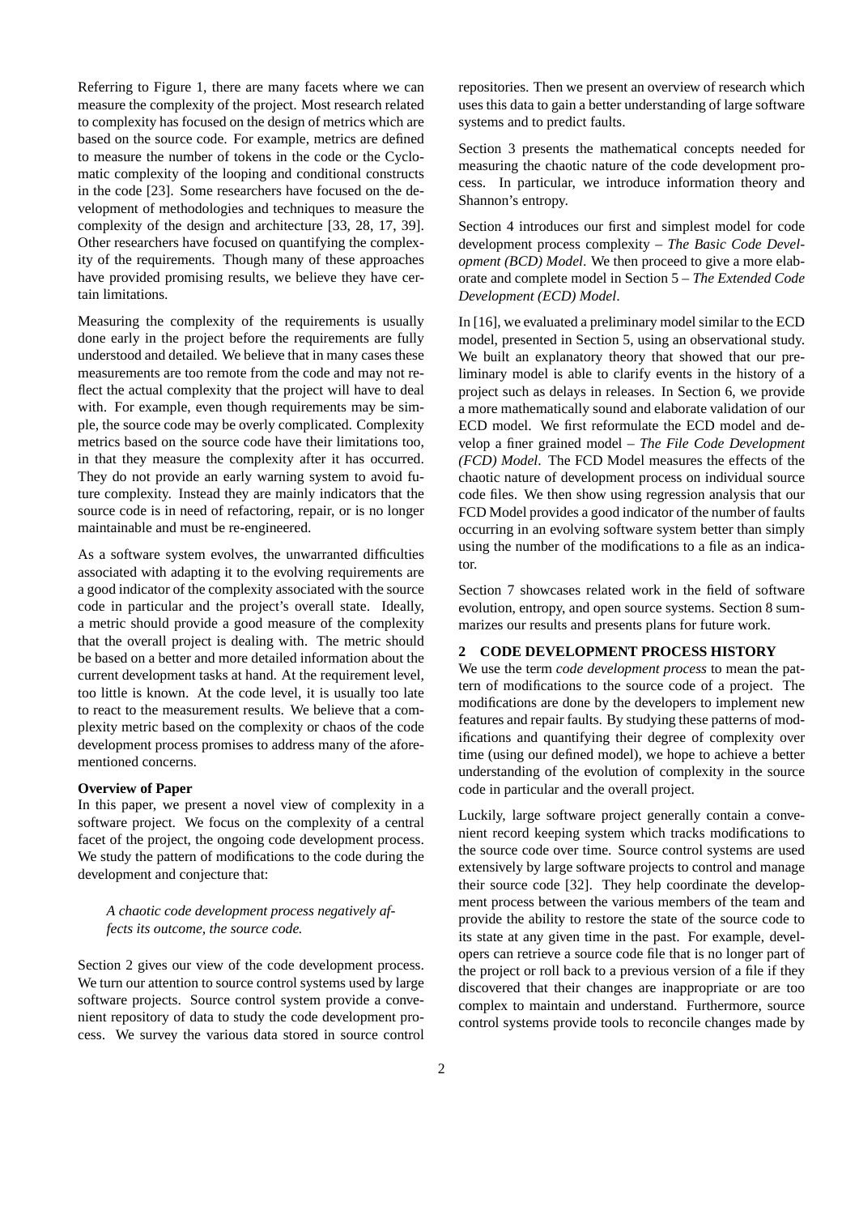Referring to Figure 1, there are many facets where we can measure the complexity of the project. Most research related to complexity has focused on the design of metrics which are based on the source code. For example, metrics are defined to measure the number of tokens in the code or the Cyclomatic complexity of the looping and conditional constructs in the code [23]. Some researchers have focused on the development of methodologies and techniques to measure the complexity of the design and architecture [33, 28, 17, 39]. Other researchers have focused on quantifying the complexity of the requirements. Though many of these approaches have provided promising results, we believe they have certain limitations.

Measuring the complexity of the requirements is usually done early in the project before the requirements are fully understood and detailed. We believe that in many cases these measurements are too remote from the code and may not reflect the actual complexity that the project will have to deal with. For example, even though requirements may be simple, the source code may be overly complicated. Complexity metrics based on the source code have their limitations too, in that they measure the complexity after it has occurred. They do not provide an early warning system to avoid future complexity. Instead they are mainly indicators that the source code is in need of refactoring, repair, or is no longer maintainable and must be re-engineered.

As a software system evolves, the unwarranted difficulties associated with adapting it to the evolving requirements are a good indicator of the complexity associated with the source code in particular and the project's overall state. Ideally, a metric should provide a good measure of the complexity that the overall project is dealing with. The metric should be based on a better and more detailed information about the current development tasks at hand. At the requirement level, too little is known. At the code level, it is usually too late to react to the measurement results. We believe that a complexity metric based on the complexity or chaos of the code development process promises to address many of the aforementioned concerns.

**Overview of Paper**

In this paper, we present a novel view of complexity in a software project. We focus on the complexity of a central facet of the project, the ongoing code development process. We study the pattern of modifications to the code during the development and conjecture that:

> *A chaotic code development process negatively affects its outcome, the source code.*

Section 2 gives our view of the code development process. We turn our attention to source control systems used by large software projects. Source control system provide a convenient repository of data to study the code development process. We survey the various data stored in source control repositories. Then we present an overview of research which uses this data to gain a better understanding of large software systems and to predict faults.

Section 3 presents the mathematical concepts needed for measuring the chaotic nature of the code development process. In particular, we introduce information theory and Shannon's entropy.

Section 4 introduces our first and simplest model for code development process complexity – *The Basic Code Development (BCD) Model*. We then proceed to give a more elaborate and complete model in Section 5 – *The Extended Code Development (ECD) Model*.

In [16], we evaluated a preliminary model similar to the ECD model, presented in Section 5, using an observational study. We built an explanatory theory that showed that our preliminary model is able to clarify events in the history of a project such as delays in releases. In Section 6, we provide a more mathematically sound and elaborate validation of our ECD model. We first reformulate the ECD model and develop a finer grained model – *The File Code Development (FCD) Model*. The FCD Model measures the effects of the chaotic nature of development process on individual source code files. We then show using regression analysis that our FCD Model provides a good indicator of the number of faults occurring in an evolving software system better than simply using the number of the modifications to a file as an indicator.

Section 7 showcases related work in the field of software evolution, entropy, and open source systems. Section 8 summarizes our results and presents plans for future work.

## 2 CODE DEVELOPMENT PROCESS HISTORY

We use the term *code development process* to mean the pattern of modifications to the source code of a project. The modifications are done by the developers to implement new features and repair faults. By studying these patterns of modifications and quantifying their degree of complexity over time (using our defined model), we hope to achieve a better understanding of the evolution of complexity in the source code in particular and the overall project.

Luckily, large software project generally contain a convenient record keeping system which tracks modifications to the source code over time. Source control systems are used extensively by large software projects to control and manage their source code [32]. They help coordinate the development process between the various members of the team and provide the ability to restore the state of the source code to its state at any given time in the past. For example, developers can retrieve a source code file that is no longer part of the project or roll back to a previous version of a file if they discovered that their changes are inappropriate or are too complex to maintain and understand. Furthermore, source control systems provide tools to reconcile changes made by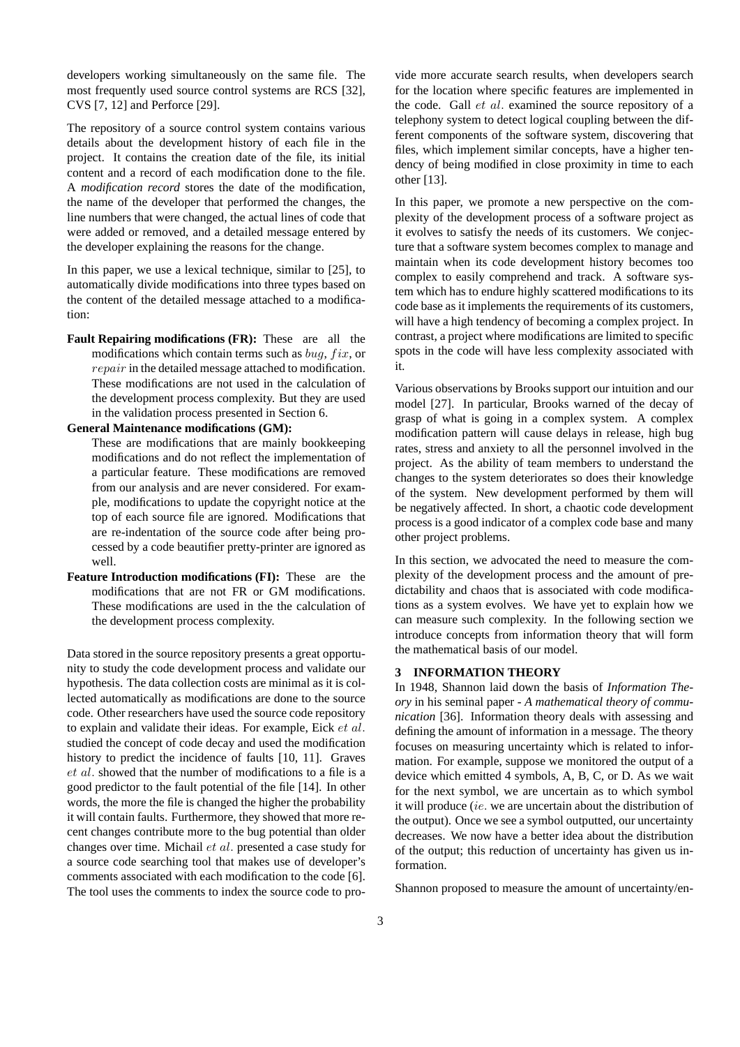developers working simultaneously on the same file. The most frequently used source control systems are RCS [32], CVS [7, 12] and Perforce [29].

The repository of a source control system contains various details about the development history of each file in the project. It contains the creation date of the file, its initial content and a record of each modification done to the file. A *modification record* stores the date of the modification, the name of the developer that performed the changes, the line numbers that were changed, the actual lines of code that were added or removed, and a detailed message entered by the developer explaining the reasons for the change.

In this paper, we use a lexical technique, similar to [25], to automatically divide modifications into three types based on the content of the detailed message attached to a modification:

**Fault Repairing modifications (FR):** These are all the modifications which contain terms such as $bug$, $fix$, or $repair$ in the detailed message attached to modification. These modifications are not used in the calculation of the development process complexity. But they are used in the validation process presented in Section 6.

**General Maintenance modifications (GM):** These are modifications that are mainly bookkeeping modifications and do not reflect the implementation of a particular feature. These modifications are removed from our analysis and are never considered. For example, modifications to update the copyright notice at the top of each source file are ignored. Modifications that are re-indentation of the source code after being processed by a code beautifier pretty-printer are ignored as well.

**Feature Introduction modifications (FI):** These are the modifications that are not FR or GM modifications. These modifications are used in the the calculation of the development process complexity.

Data stored in the source repository presents a great opportunity to study the code development process and validate our hypothesis. The data collection costs are minimal as it is collected automatically as modifications are done to the source code. Other researchers have used the source code repository to explain and validate their ideas. For example, Eick $et\ al.$ studied the concept of code decay and used the modification history to predict the incidence of faults [10, 11]. Graves $et\ al.$ showed that the number of modifications to a file is a good predictor to the fault potential of the file [14]. In other words, the more the file is changed the higher the probability it will contain faults. Furthermore, they showed that more recent changes contribute more to the bug potential than older changes over time. Michail $et\ al.$ presented a case study for a source code searching tool that makes use of developer's comments associated with each modification to the code [6]. The tool uses the comments to index the source code to provide more accurate search results, when developers search for the location where specific features are implemented in the code. Gall $et\ al.$ examined the source repository of a telephony system to detect logical coupling between the different components of the software system, discovering that files, which implement similar concepts, have a higher tendency of being modified in close proximity in time to each other [13].

In this paper, we promote a new perspective on the complexity of the development process of a software project as it evolves to satisfy the needs of its customers. We conjecture that a software system becomes complex to manage and maintain when its code development history becomes too complex to easily comprehend and track. A software system which has to endure highly scattered modifications to its code base as it implements the requirements of its customers, will have a high tendency of becoming a complex project. In contrast, a project where modifications are limited to specific spots in the code will have less complexity associated with it.

Various observations by Brooks support our intuition and our model [27]. In particular, Brooks warned of the decay of grasp of what is going in a complex system. A complex modification pattern will cause delays in release, high bug rates, stress and anxiety to all the personnel involved in the project. As the ability of team members to understand the changes to the system deteriorates so does their knowledge of the system. New development performed by them will be negatively affected. In short, a chaotic code development process is a good indicator of a complex code base and many other project problems.

In this section, we advocated the need to measure the complexity of the development process and the amount of predictability and chaos that is associated with code modifications as a system evolves. We have yet to explain how we can measure such complexity. In the following section we introduce concepts from information theory that will form the mathematical basis of our model.

## 3 INFORMATION THEORY

In 1948, Shannon laid down the basis of *Information Theory* in his seminal paper - *A mathematical theory of communication* [36]. Information theory deals with assessing and defining the amount of information in a message. The theory focuses on measuring uncertainty which is related to information. For example, suppose we monitored the output of a device which emitted 4 symbols, A, B, C, or D. As we wait for the next symbol, we are uncertain as to which symbol it will produce ($ie.$ we are uncertain about the distribution of the output). Once we see a symbol outputted, our uncertainty decreases. We now have a better idea about the distribution of the output; this reduction of uncertainty has given us information.

Shannon proposed to measure the amount of uncertainty/en-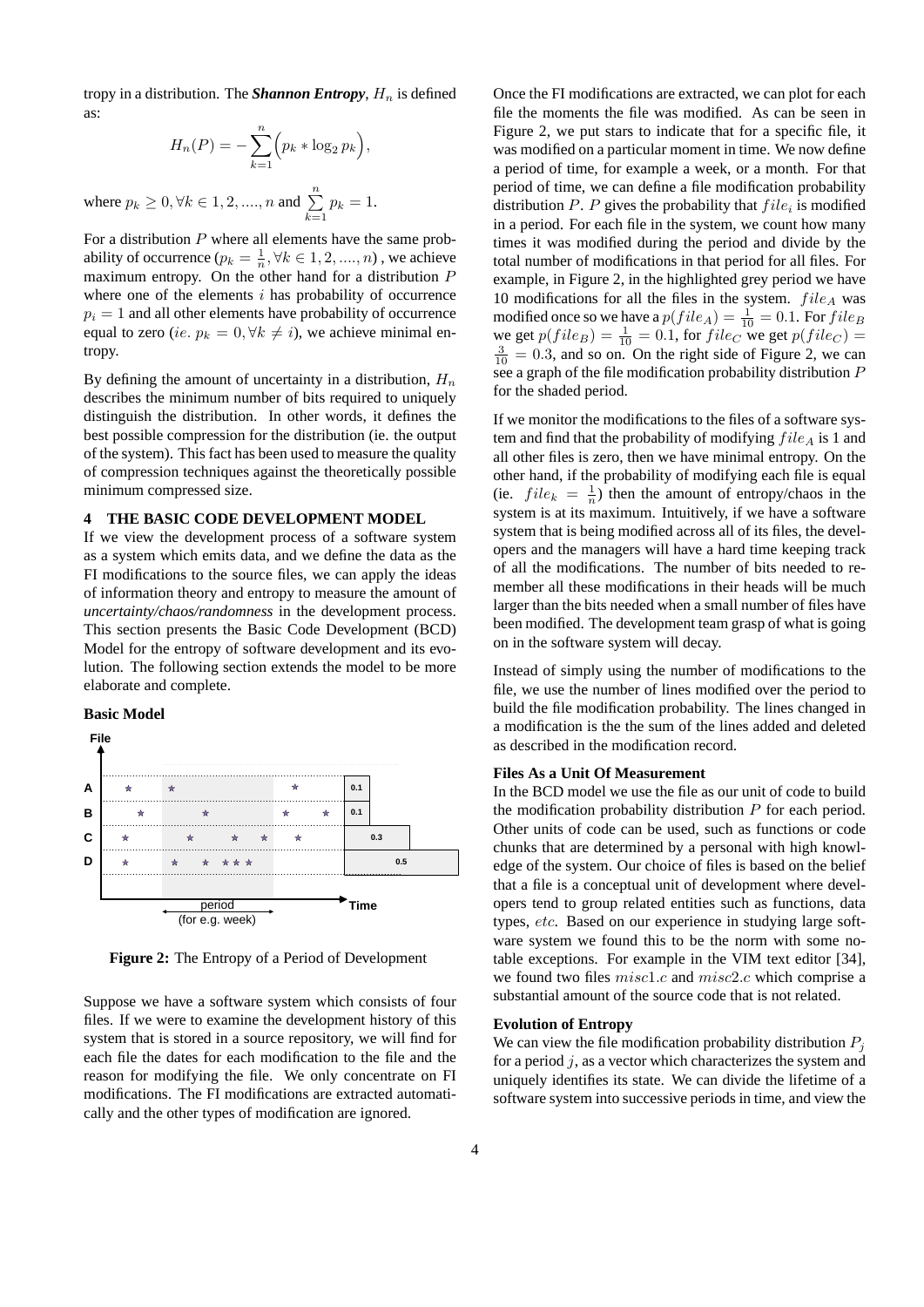tropy in a distribution. The ***Shannon Entropy***, $H_n$ is defined as:

$$H_n(P) = -\sum_{k=1}^{n}\Big(p_k * \log_2 p_k\Big),$$

where $p_k \geq 0, \forall k \in 1, 2, ...., n$ and $\sum_{k=1}^{n} p_k = 1.$

For a distribution $P$ where all elements have the same probability of occurrence ($p_k = \frac{1}{n}, \forall k \in 1, 2, ...., n$) , we achieve maximum entropy. On the other hand for a distribution $P$ where one of the elements $i$ has probability of occurrence $p_i = 1$ and all other elements have probability of occurrence equal to zero ($ie.$ $p_k = 0, \forall k \neq i$), we achieve minimal entropy.

By defining the amount of uncertainty in a distribution, $H_n$ describes the minimum number of bits required to uniquely distinguish the distribution. In other words, it defines the best possible compression for the distribution (ie. the output of the system). This fact has been used to measure the quality of compression techniques against the theoretically possible minimum compressed size.

## 4 THE BASIC CODE DEVELOPMENT MODEL

If we view the development process of a software system as a system which emits data, and we define the data as the FI modifications to the source files, we can apply the ideas of information theory and entropy to measure the amount of *uncertainty/chaos/randomness* in the development process. This section presents the Basic Code Development (BCD) Model for the entropy of software development and its evolution. The following section extends the model to be more elaborate and complete.

### Basic Model

**Figure 2:** The Entropy of a Period of Development

Suppose we have a software system which consists of four files. If we were to examine the development history of this system that is stored in a source repository, we will find for each file the dates for each modification to the file and the reason for modifying the file. We only concentrate on FI modifications. The FI modifications are extracted automatically and the other types of modification are ignored.

Once the FI modifications are extracted, we can plot for each file the moments the file was modified. As can be seen in Figure 2, we put stars to indicate that for a specific file, it was modified on a particular moment in time. We now define a period of time, for example a week, or a month. For that period of time, we can define a file modification probability distribution $P$. $P$ gives the probability that $file_i$ is modified in a period. For each file in the system, we count how many times it was modified during the period and divide by the total number of modifications in that period for all files. For example, in Figure 2, in the highlighted grey period we have 10 modifications for all the files in the system. $file_A$ was modified once so we have a $p(file_A) = \frac{1}{10} = 0.1$. For $file_B$ we get $p(file_B) = \frac{1}{10} = 0.1$, for $file_C$ we get $p(file_C) = \frac{3}{10} = 0.3$, and so on. On the right side of Figure 2, we can see a graph of the file modification probability distribution $P$ for the shaded period.

If we monitor the modifications to the files of a software system and find that the probability of modifying $file_A$ is 1 and all other files is zero, then we have minimal entropy. On the other hand, if the probability of modifying each file is equal (ie. $file_k = \frac{1}{n}$) then the amount of entropy/chaos in the system is at its maximum. Intuitively, if we have a software system that is being modified across all of its files, the developers and the managers will have a hard time keeping track of all the modifications. The number of bits needed to remember all these modifications in their heads will be much larger than the bits needed when a small number of files have been modified. The development team grasp of what is going on in the software system will decay.

Instead of simply using the number of modifications to the file, we use the number of lines modified over the period to build the file modification probability. The lines changed in a modification is the the sum of the lines added and deleted as described in the modification record.

### Files As a Unit Of Measurement

In the BCD model we use the file as our unit of code to build the modification probability distribution $P$ for each period. Other units of code can be used, such as functions or code chunks that are determined by a personal with high knowledge of the system. Our choice of files is based on the belief that a file is a conceptual unit of development where developers tend to group related entities such as functions, data types, $etc.$ Based on our experience in studying large software system we found this to be the norm with some notable exceptions. For example in the VIM text editor [34], we found two files $misc1.c$ and $misc2.c$ which comprise a substantial amount of the source code that is not related.

### Evolution of Entropy

We can view the file modification probability distribution $P_j$ for a period $j$, as a vector which characterizes the system and uniquely identifies its state. We can divide the lifetime of a software system into successive periods in time, and view the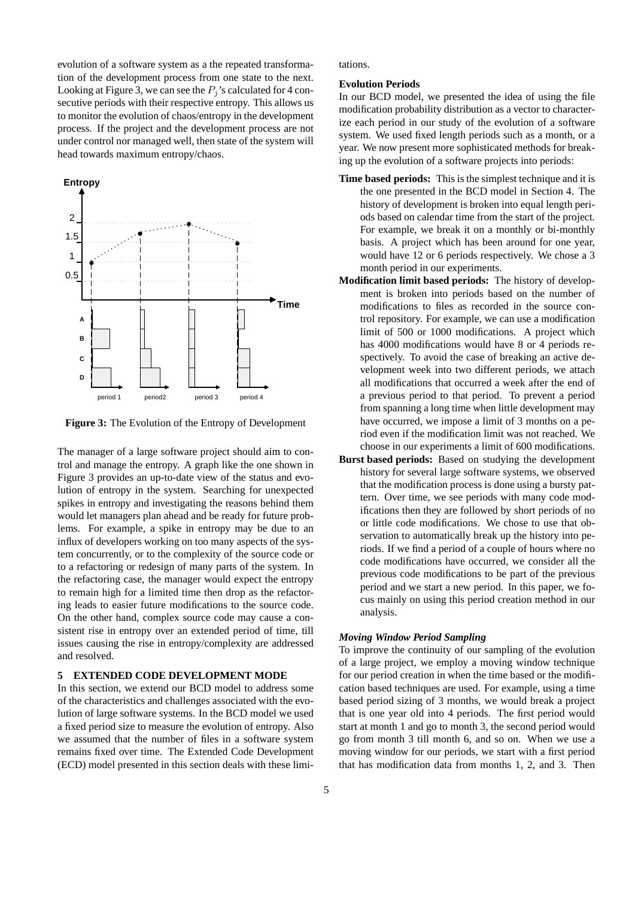evolution of a software system as a the repeated transformation of the development process from one state to the next. Looking at Figure 3, we can see the $P_j$'s calculated for 4 consecutive periods with their respective entropy. This allows us to monitor the evolution of chaos/entropy in the development process. If the project and the development process are not under control nor managed well, then state of the system will head towards maximum entropy/chaos.

**Figure 3:** The Evolution of the Entropy of Development

The manager of a large software project should aim to control and manage the entropy. A graph like the one shown in Figure 3 provides an up-to-date view of the status and evolution of entropy in the system. Searching for unexpected spikes in entropy and investigating the reasons behind them would let managers plan ahead and be ready for future problems. For example, a spike in entropy may be due to an influx of developers working on too many aspects of the system concurrently, or to the complexity of the source code or to a refactoring or redesign of many parts of the system. In the refactoring case, the manager would expect the entropy to remain high for a limited time then drop as the refactoring leads to easier future modifications to the source code. On the other hand, complex source code may cause a consistent rise in entropy over an extended period of time, till issues causing the rise in entropy/complexity are addressed and resolved.

## 5 EXTENDED CODE DEVELOPMENT MODE

In this section, we extend our BCD model to address some of the characteristics and challenges associated with the evolution of large software systems. In the BCD model we used a fixed period size to measure the evolution of entropy. Also we assumed that the number of files in a software system remains fixed over time. The Extended Code Development (ECD) model presented in this section deals with these limitations.

**Evolution Periods**

In our BCD model, we presented the idea of using the file modification probability distribution as a vector to characterize each period in our study of the evolution of a software system. We used fixed length periods such as a month, or a year. We now present more sophisticated methods for breaking up the evolution of a software projects into periods:

- **Time based periods:** This is the simplest technique and it is the one presented in the BCD model in Section 4. The history of development is broken into equal length periods based on calendar time from the start of the project. For example, we break it on a monthly or bi-monthly basis. A project which has been around for one year, would have 12 or 6 periods respectively. We chose a 3 month period in our experiments.
- **Modification limit based periods:** The history of development is broken into periods based on the number of modifications to files as recorded in the source control repository. For example, we can use a modification limit of 500 or 1000 modifications. A project which has 4000 modifications would have 8 or 4 periods respectively. To avoid the case of breaking an active development week into two different periods, we attach all modifications that occurred a week after the end of a previous period to that period. To prevent a period from spanning a long time when little development may have occurred, we impose a limit of 3 months on a period even if the modification limit was not reached. We choose in our experiments a limit of 600 modifications.
- **Burst based periods:** Based on studying the development history for several large software systems, we observed that the modification process is done using a bursty pattern. Over time, we see periods with many code modifications then they are followed by short periods of no or little code modifications. We chose to use that observation to automatically break up the history into periods. If we find a period of a couple of hours where no code modifications have occurred, we consider all the previous code modifications to be part of the previous period and we start a new period. In this paper, we focus mainly on using this period creation method in our analysis.

***Moving Window Period Sampling***

To improve the continuity of our sampling of the evolution of a large project, we employ a moving window technique for our period creation in when the time based or the modification based techniques are used. For example, using a time based period sizing of 3 months, we would break a project that is one year old into 4 periods. The first period would start at month 1 and go to month 3, the second period would go from month 3 till month 6, and so on. When we use a moving window for our periods, we start with a first period that has modification data from months 1, 2, and 3. Then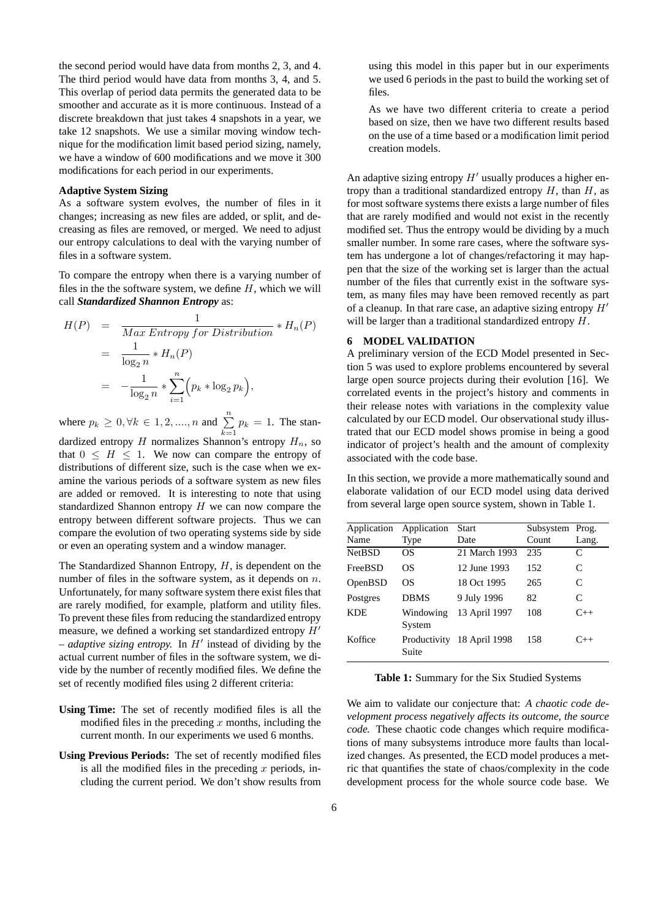the second period would have data from months 2, 3, and 4. The third period would have data from months 3, 4, and 5. This overlap of period data permits the generated data to be smoother and accurate as it is more continuous. Instead of a discrete breakdown that just takes 4 snapshots in a year, we take 12 snapshots. We use a similar moving window technique for the modification limit based period sizing, namely, we have a window of 600 modifications and we move it 300 modifications for each period in our experiments.

**Adaptive System Sizing**

As a software system evolves, the number of files in it changes; increasing as new files are added, or split, and decreasing as files are removed, or merged. We need to adjust our entropy calculations to deal with the varying number of files in a software system.

To compare the entropy when there is a varying number of files in the the software system, we define $H$, which we will call ***Standardized Shannon Entropy*** as:

$$
\begin{aligned}
H(P) &= \frac{1}{Max\ Entropy\ for\ Distribution} * H_n(P) \\
&= \frac{1}{\log_2 n} * H_n(P) \\
&= -\frac{1}{\log_2 n} * \sum_{i=1}^{n} \Big( p_k * \log_2 p_k \Big),
\end{aligned}
$$

where $p_k \geq 0, \forall k \in 1, 2, ...., n$ and $\sum_{k=1}^{n} p_k = 1$. The standardized entropy $H$ normalizes Shannon's entropy $H_n$, so that $0 \leq H \leq 1$. We now can compare the entropy of distributions of different size, such is the case when we examine the various periods of a software system as new files are added or removed. It is interesting to note that using standardized Shannon entropy $H$ we can now compare the entropy between different software projects. Thus we can compare the evolution of two operating systems side by side or even an operating system and a window manager.

The Standardized Shannon Entropy, $H$, is dependent on the number of files in the software system, as it depends on $n$. Unfortunately, for many software system there exist files that are rarely modified, for example, platform and utility files. To prevent these files from reducing the standardized entropy measure, we defined a working set standardized entropy $H'$ – *adaptive sizing entropy*. In $H'$ instead of dividing by the actual current number of files in the software system, we divide by the number of recently modified files. We define the set of recently modified files using 2 different criteria:

- **Using Time:** The set of recently modified files is all the modified files in the preceding $x$ months, including the current month. In our experiments we used 6 months.

- **Using Previous Periods:** The set of recently modified files is all the modified files in the preceding $x$ periods, including the current period. We don't show results from using this model in this paper but in our experiments we used 6 periods in the past to build the working set of files.

  As we have two different criteria to create a period based on size, then we have two different results based on the use of a time based or a modification limit period creation models.

An adaptive sizing entropy $H'$ usually produces a higher entropy than a traditional standardized entropy $H$, than $H$, as for most software systems there exists a large number of files that are rarely modified and would not exist in the recently modified set. Thus the entropy would be dividing by a much smaller number. In some rare cases, where the software system has undergone a lot of changes/refactoring it may happen that the size of the working set is larger than the actual number of the files that currently exist in the software system, as many files may have been removed recently as part of a cleanup. In that rare case, an adaptive sizing entropy $H'$ will be larger than a traditional standardized entropy $H$.

## 6 MODEL VALIDATION

A preliminary version of the ECD Model presented in Section 5 was used to explore problems encountered by several large open source projects during their evolution [16]. We correlated events in the project's history and comments in their release notes with variations in the complexity value calculated by our ECD model. Our observational study illustrated that our ECD model shows promise in being a good indicator of project's health and the amount of complexity associated with the code base.

In this section, we provide a more mathematically sound and elaborate validation of our ECD model using data derived from several large open source system, shown in Table 1.

| Application Name | Application Type | Start Date | Subsystem Count | Prog. Lang. |
|---|---|---|---|---|
| NetBSD | OS | 21 March 1993 | 235 | C |
| FreeBSD | OS | 12 June 1993 | 152 | C |
| OpenBSD | OS | 18 Oct 1995 | 265 | C |
| Postgres | DBMS | 9 July 1996 | 82 | C |
| KDE | Windowing System | 13 April 1997 | 108 | C++ |
| Koffice | Productivity Suite | 18 April 1998 | 158 | C++ |

**Table 1:** Summary for the Six Studied Systems

We aim to validate our conjecture that: *A chaotic code development process negatively affects its outcome, the source code.* These chaotic code changes which require modifications of many subsystems introduce more faults than localized changes. As presented, the ECD model produces a metric that quantifies the state of chaos/complexity in the code development process for the whole source code base. We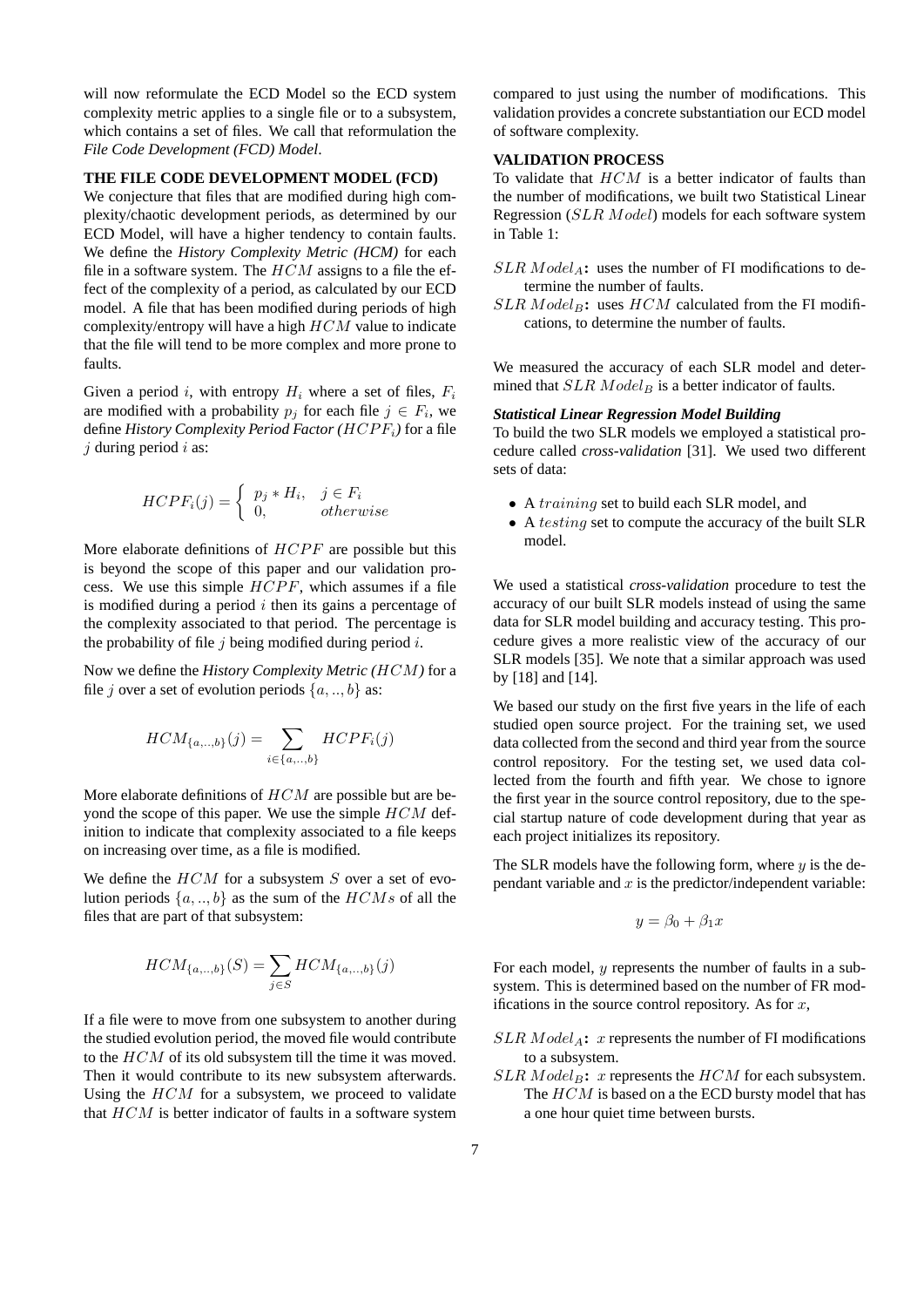will now reformulate the ECD Model so the ECD system complexity metric applies to a single file or to a subsystem, which contains a set of files. We call that reformulation the *File Code Development (FCD) Model*.

## THE FILE CODE DEVELOPMENT MODEL (FCD)

We conjecture that files that are modified during high complexity/chaotic development periods, as determined by our ECD Model, will have a higher tendency to contain faults. We define the *History Complexity Metric (HCM)* for each file in a software system. The $HCM$ assigns to a file the effect of the complexity of a period, as calculated by our ECD model. A file that has been modified during periods of high complexity/entropy will have a high $HCM$ value to indicate that the file will tend to be more complex and more prone to faults.

Given a period $i$, with entropy $H_i$ where a set of files, $F_i$ are modified with a probability $p_j$ for each file $j \in F_i$, we define *History Complexity Period Factor ($HCPF_i$)* for a file $j$ during period $i$ as:

$$HCPF_i(j) = \begin{cases} p_j * H_i, & j \in F_i \\ 0, & otherwise \end{cases}$$

More elaborate definitions of $HCPF$ are possible but this is beyond the scope of this paper and our validation process. We use this simple $HCPF$, which assumes if a file is modified during a period $i$ then its gains a percentage of the complexity associated to that period. The percentage is the probability of file $j$ being modified during period $i$.

Now we define the *History Complexity Metric ($HCM$)* for a file $j$ over a set of evolution periods $\{a, .., b\}$ as:

$$HCM_{\{a,..,b\}}(j) = \sum_{i \in \{a,..,b\}} HCPF_i(j)$$

More elaborate definitions of $HCM$ are possible but are beyond the scope of this paper. We use the simple $HCM$ definition to indicate that complexity associated to a file keeps on increasing over time, as a file is modified.

We define the $HCM$ for a subsystem $S$ over a set of evolution periods $\{a, .., b\}$ as the sum of the $HCMs$ of all the files that are part of that subsystem:

$$HCM_{\{a,..,b\}}(S) = \sum_{j \in S} HCM_{\{a,..,b\}}(j)$$

If a file were to move from one subsystem to another during the studied evolution period, the moved file would contribute to the $HCM$ of its old subsystem till the time it was moved. Then it would contribute to its new subsystem afterwards. Using the $HCM$ for a subsystem, we proceed to validate that $HCM$ is better indicator of faults in a software system compared to just using the number of modifications. This validation provides a concrete substantiation our ECD model of software complexity.

## VALIDATION PROCESS

To validate that $HCM$ is a better indicator of faults than the number of modifications, we built two Statistical Linear Regression ($SLR\ Model$) models for each software system in Table 1:

- **$SLR\ Model_A$:** uses the number of FI modifications to determine the number of faults.
- **$SLR\ Model_B$:** uses $HCM$ calculated from the FI modifications, to determine the number of faults.

We measured the accuracy of each SLR model and determined that $SLR\ Model_B$ is a better indicator of faults.

### *Statistical Linear Regression Model Building*

To build the two SLR models we employed a statistical procedure called *cross-validation* [31]. We used two different sets of data:

- A $training$ set to build each SLR model, and
- A $testing$ set to compute the accuracy of the built SLR model.

We used a statistical *cross-validation* procedure to test the accuracy of our built SLR models instead of using the same data for SLR model building and accuracy testing. This procedure gives a more realistic view of the accuracy of our SLR models [35]. We note that a similar approach was used by [18] and [14].

We based our study on the first five years in the life of each studied open source project. For the training set, we used data collected from the second and third year from the source control repository. For the testing set, we used data collected from the fourth and fifth year. We chose to ignore the first year in the source control repository, due to the special startup nature of code development during that year as each project initializes its repository.

The SLR models have the following form, where $y$ is the dependant variable and $x$ is the predictor/independent variable:

$$y = \beta_0 + \beta_1 x$$

For each model, $y$ represents the number of faults in a subsystem. This is determined based on the number of FR modifications in the source control repository. As for $x$,

- **$SLR\ Model_A$:** $x$ represents the number of FI modifications to a subsystem.
- **$SLR\ Model_B$:** $x$ represents the $HCM$ for each subsystem. The $HCM$ is based on a the ECD bursty model that has a one hour quiet time between bursts.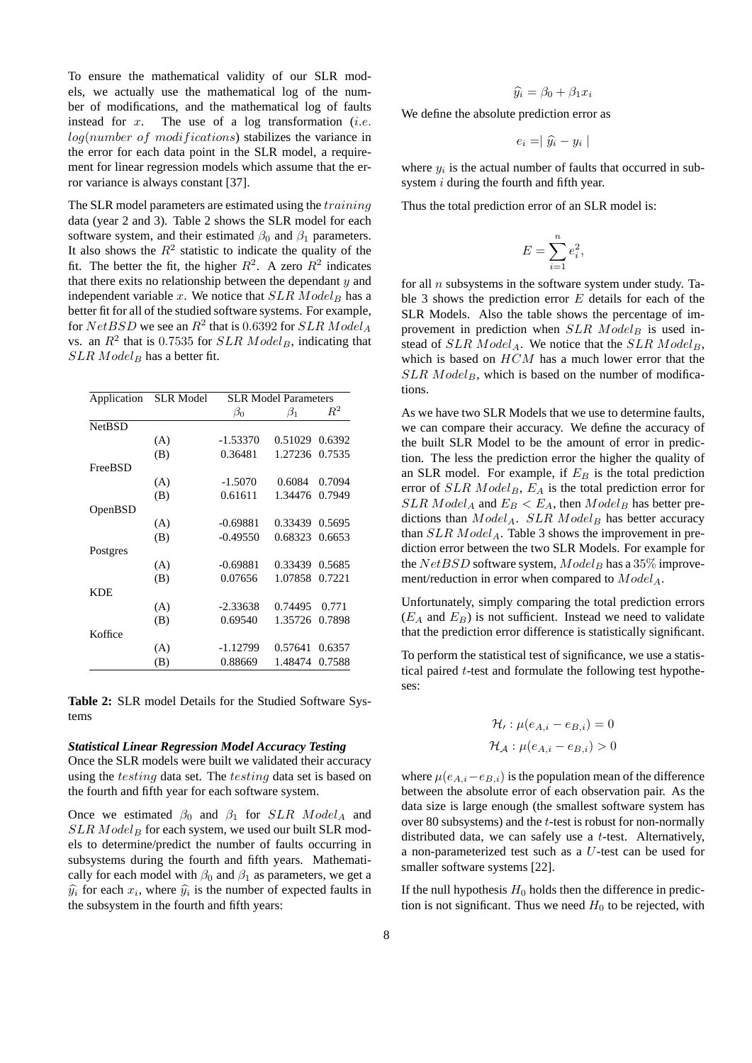To ensure the mathematical validity of our SLR models, we actually use the mathematical log of the number of modifications, and the mathematical log of faults instead for $x$. The use of a log transformation (*i.e.* $log(number\ of\ modifications)$) stabilizes the variance in the error for each data point in the SLR model, a requirement for linear regression models which assume that the error variance is always constant [37].

The SLR model parameters are estimated using the $training$ data (year 2 and 3). Table 2 shows the SLR model for each software system, and their estimated $\beta_0$ and $\beta_1$ parameters. It also shows the $R^2$ statistic to indicate the quality of the fit. The better the fit, the higher $R^2$. A zero $R^2$ indicates that there exits no relationship between the dependant $y$ and independent variable $x$. We notice that $SLR\ Model_B$ has a better fit for all of the studied software systems. For example, for $NetBSD$ we see an $R^2$ that is $0.6392$ for $SLR\ Model_A$ vs. an $R^2$ that is $0.7535$ for $SLR\ Model_B$, indicating that $SLR\ Model_B$ has a better fit.

| Application | SLR Model | SLR Model Parameters | | |
|---|---|---|---|---|
| | | $\beta_0$ | $\beta_1$ | $R^2$ |
| NetBSD | | | | |
| | (A) | -1.53370 | 0.51029 | 0.6392 |
| | (B) | 0.36481 | 1.27236 | 0.7535 |
| FreeBSD | | | | |
| | (A) | -1.5070 | 0.6084 | 0.7094 |
| | (B) | 0.61611 | 1.34476 | 0.7949 |
| OpenBSD | | | | |
| | (A) | -0.69881 | 0.33439 | 0.5695 |
| | (B) | -0.49550 | 0.68323 | 0.6653 |
| Postgres | | | | |
| | (A) | -0.69881 | 0.33439 | 0.5685 |
| | (B) | 0.07656 | 1.07858 | 0.7221 |
| KDE | | | | |
| | (A) | -2.33638 | 0.74495 | 0.771 |
| | (B) | 0.69540 | 1.35726 | 0.7898 |
| Koffice | | | | |
| | (A) | -1.12799 | 0.57641 | 0.6357 |
| | (B) | 0.88669 | 1.48474 | 0.7588 |

**Table 2:** SLR model Details for the Studied Software Systems

***Statistical Linear Regression Model Accuracy Testing***

Once the SLR models were built we validated their accuracy using the $testing$ data set. The $testing$ data set is based on the fourth and fifth year for each software system.

Once we estimated $\beta_0$ and $\beta_1$ for $SLR\ Model_A$ and $SLR\ Model_B$ for each system, we used our built SLR models to determine/predict the number of faults occurring in subsystems during the fourth and fifth years. Mathematically for each model with $\beta_0$ and $\beta_1$ as parameters, we get a $\widehat{y_i}$ for each $x_i$, where $\widehat{y_i}$ is the number of expected faults in the subsystem in the fourth and fifth years:

$$\widehat{y_i} = \beta_0 + \beta_1 x_i$$

We define the absolute prediction error as

$$e_i = \mid \widehat{y_i} - y_i \mid$$

where $y_i$ is the actual number of faults that occurred in subsystem $i$ during the fourth and fifth year.

Thus the total prediction error of an SLR model is:

$$E = \sum_{i=1}^{n} e_i^2,$$

for all $n$ subsystems in the software system under study. Table 3 shows the prediction error $E$ details for each of the SLR Models. Also the table shows the percentage of improvement in prediction when $SLR\ Model_B$ is used instead of $SLR\ Model_A$. We notice that the $SLR\ Model_B$, which is based on $HCM$ has a much lower error that the $SLR\ Model_B$, which is based on the number of modifications.

As we have two SLR Models that we use to determine faults, we can compare their accuracy. We define the accuracy of the built SLR Model to be the amount of error in prediction. The less the prediction error the higher the quality of an SLR model. For example, if $E_B$ is the total prediction error of $SLR\ Model_B$, $E_A$ is the total prediction error for $SLR\ Model_A$ and $E_B < E_A$, then $Model_B$ has better predictions than $Model_A$. $SLR\ Model_B$ has better accuracy than $SLR\ Model_A$. Table 3 shows the improvement in prediction error between the two SLR Models. For example for the $NetBSD$ software system, $Model_B$ has a $35\%$ improvement/reduction in error when compared to $Model_A$.

Unfortunately, simply comparing the total prediction errors ($E_A$ and $E_B$) is not sufficient. Instead we need to validate that the prediction error difference is statistically significant.

To perform the statistical test of significance, we use a statistical paired $t$-test and formulate the following test hypotheses:

$$\mathcal{H}_\prime : \mu(e_{A,i} - e_{B,i}) = 0$$

$$\mathcal{H}_\mathcal{A} : \mu(e_{A,i} - e_{B,i}) > 0$$

where $\mu(e_{A,i} - e_{B,i})$ is the population mean of the difference between the absolute error of each observation pair. As the data size is large enough (the smallest software system has over 80 subsystems) and the $t$-test is robust for non-normally distributed data, we can safely use a $t$-test. Alternatively, a non-parameterized test such as a $U$-test can be used for smaller software systems [22].

If the null hypothesis $H_0$ holds then the difference in prediction is not significant. Thus we need $H_0$ to be rejected, with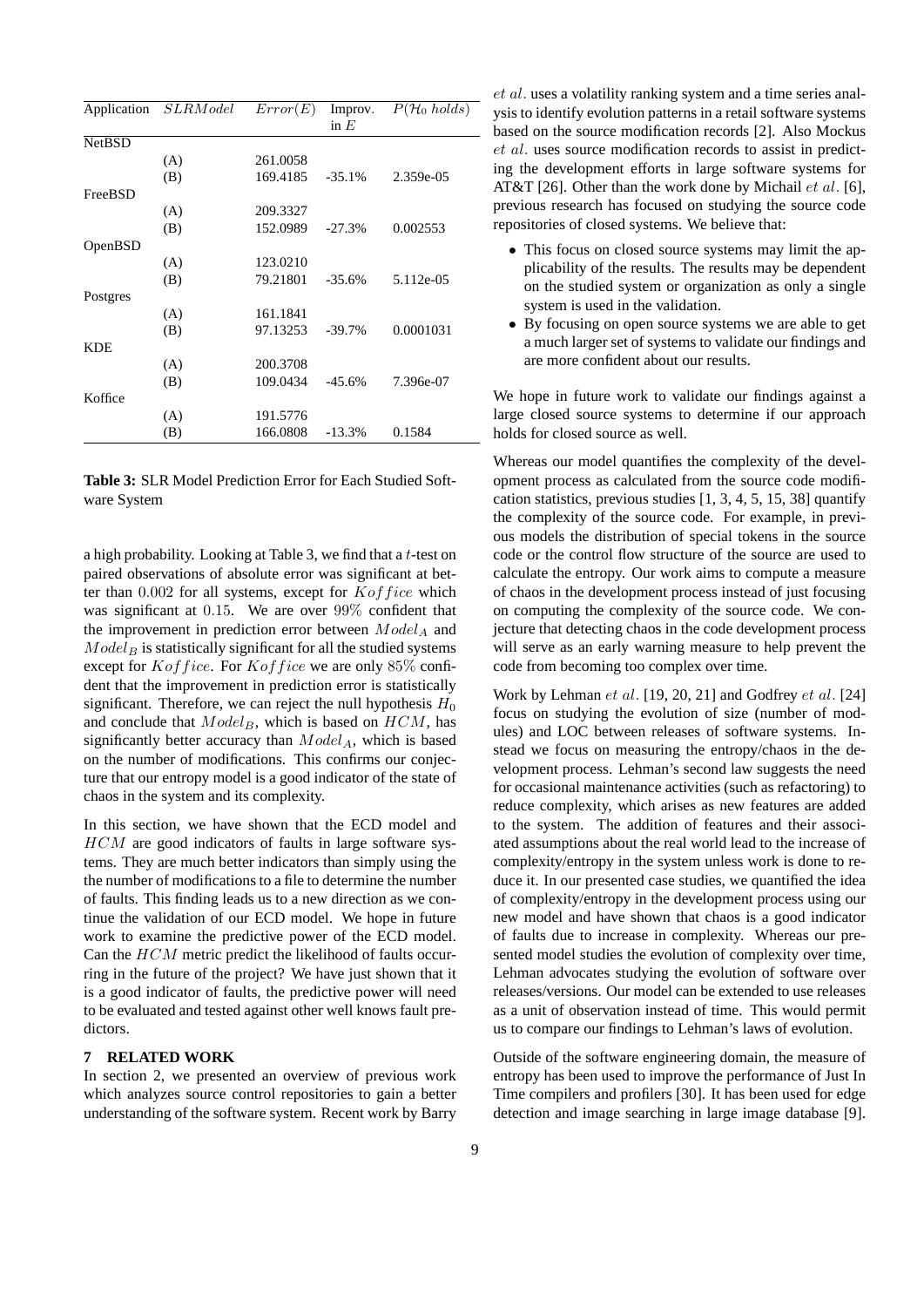| Application | $SLRModel$ | $Error(E)$ | Improv. in $E$ | $P(\mathcal{H}_0\ holds)$ |
|---|---|---|---|---|
| NetBSD | | | | |
| | (A) | 261.0058 | | |
| | (B) | 169.4185 | -35.1% | 2.359e-05 |
| FreeBSD | | | | |
| | (A) | 209.3327 | | |
| | (B) | 152.0989 | -27.3% | 0.002553 |
| OpenBSD | | | | |
| | (A) | 123.0210 | | |
| | (B) | 79.21801 | -35.6% | 5.112e-05 |
| Postgres | | | | |
| | (A) | 161.1841 | | |
| | (B) | 97.13253 | -39.7% | 0.0001031 |
| KDE | | | | |
| | (A) | 200.3708 | | |
| | (B) | 109.0434 | -45.6% | 7.396e-07 |
| Koffice | | | | |
| | (A) | 191.5776 | | |
| | (B) | 166.0808 | -13.3% | 0.1584 |

**Table 3:** SLR Model Prediction Error for Each Studied Software System

a high probability. Looking at Table 3, we find that a $t$-test on paired observations of absolute error was significant at better than $0.002$ for all systems, except for $Koffice$ which was significant at $0.15$. We are over $99\%$ confident that the improvement in prediction error between $Model_A$ and $Model_B$ is statistically significant for all the studied systems except for $Koffice$. For $Koffice$ we are only $85\%$ confident that the improvement in prediction error is statistically significant. Therefore, we can reject the null hypothesis $H_0$ and conclude that $Model_B$, which is based on $HCM$, has significantly better accuracy than $Model_A$, which is based on the number of modifications. This confirms our conjecture that our entropy model is a good indicator of the state of chaos in the system and its complexity.

In this section, we have shown that the ECD model and $HCM$ are good indicators of faults in large software systems. They are much better indicators than simply using the the number of modifications to a file to determine the number of faults. This finding leads us to a new direction as we continue the validation of our ECD model. We hope in future work to examine the predictive power of the ECD model. Can the $HCM$ metric predict the likelihood of faults occurring in the future of the project? We have just shown that it is a good indicator of faults, the predictive power will need to be evaluated and tested against other well knows fault predictors.

## 7 RELATED WORK

In section 2, we presented an overview of previous work which analyzes source control repositories to gain a better understanding of the software system. Recent work by Barry $et\ al.$ uses a volatility ranking system and a time series analysis to identify evolution patterns in a retail software systems based on the source modification records [2]. Also Mockus $et\ al.$ uses source modification records to assist in predicting the development efforts in large software systems for AT&T [26]. Other than the work done by Michail $et\ al.$ [6], previous research has focused on studying the source code repositories of closed systems. We believe that:

- This focus on closed source systems may limit the applicability of the results. The results may be dependent on the studied system or organization as only a single system is used in the validation.
- By focusing on open source systems we are able to get a much larger set of systems to validate our findings and are more confident about our results.

We hope in future work to validate our findings against a large closed source systems to determine if our approach holds for closed source as well.

Whereas our model quantifies the complexity of the development process as calculated from the source code modification statistics, previous studies [1, 3, 4, 5, 15, 38] quantify the complexity of the source code. For example, in previous models the distribution of special tokens in the source code or the control flow structure of the source are used to calculate the entropy. Our work aims to compute a measure of chaos in the development process instead of just focusing on computing the complexity of the source code. We conjecture that detecting chaos in the code development process will serve as an early warning measure to help prevent the code from becoming too complex over time.

Work by Lehman $et\ al.$ [19, 20, 21] and Godfrey $et\ al.$ [24] focus on studying the evolution of size (number of modules) and LOC between releases of software systems. Instead we focus on measuring the entropy/chaos in the development process. Lehman's second law suggests the need for occasional maintenance activities (such as refactoring) to reduce complexity, which arises as new features are added to the system. The addition of features and their associated assumptions about the real world lead to the increase of complexity/entropy in the system unless work is done to reduce it. In our presented case studies, we quantified the idea of complexity/entropy in the development process using our new model and have shown that chaos is a good indicator of faults due to increase in complexity. Whereas our presented model studies the evolution of complexity over time, Lehman advocates studying the evolution of software over releases/versions. Our model can be extended to use releases as a unit of observation instead of time. This would permit us to compare our findings to Lehman's laws of evolution.

Outside of the software engineering domain, the measure of entropy has been used to improve the performance of Just In Time compilers and profilers [30]. It has been used for edge detection and image searching in large image database [9].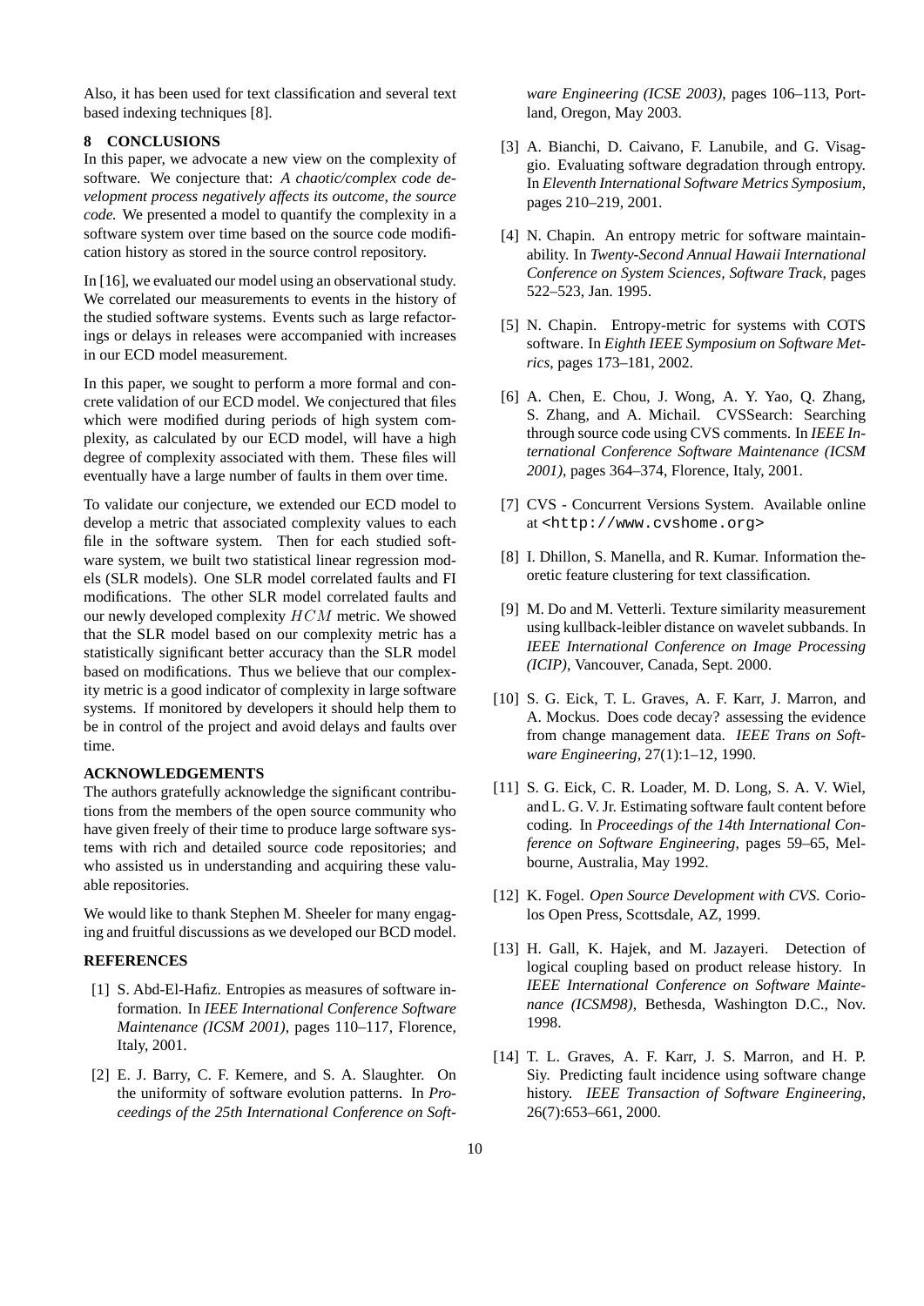Also, it has been used for text classification and several text based indexing techniques [8].

## 8 CONCLUSIONS

In this paper, we advocate a new view on the complexity of software. We conjecture that: *A chaotic/complex code development process negatively affects its outcome, the source code.* We presented a model to quantify the complexity in a software system over time based on the source code modification history as stored in the source control repository.

In [16], we evaluated our model using an observational study. We correlated our measurements to events in the history of the studied software systems. Events such as large refactorings or delays in releases were accompanied with increases in our ECD model measurement.

In this paper, we sought to perform a more formal and concrete validation of our ECD model. We conjectured that files which were modified during periods of high system complexity, as calculated by our ECD model, will have a high degree of complexity associated with them. These files will eventually have a large number of faults in them over time.

To validate our conjecture, we extended our ECD model to develop a metric that associated complexity values to each file in the software system. Then for each studied software system, we built two statistical linear regression models (SLR models). One SLR model correlated faults and FI modifications. The other SLR model correlated faults and our newly developed complexity $HCM$ metric. We showed that the SLR model based on our complexity metric has a statistically significant better accuracy than the SLR model based on modifications. Thus we believe that our complexity metric is a good indicator of complexity in large software systems. If monitored by developers it should help them to be in control of the project and avoid delays and faults over time.

## ACKNOWLEDGEMENTS

The authors gratefully acknowledge the significant contributions from the members of the open source community who have given freely of their time to produce large software systems with rich and detailed source code repositories; and who assisted us in understanding and acquiring these valuable repositories.

We would like to thank Stephen M. Sheeler for many engaging and fruitful discussions as we developed our BCD model.

## REFERENCES

[1] S. Abd-El-Hafiz. Entropies as measures of software information. In *IEEE International Conference Software Maintenance (ICSM 2001)*, pages 110–117, Florence, Italy, 2001.

[2] E. J. Barry, C. F. Kemere, and S. A. Slaughter. On the uniformity of software evolution patterns. In *Proceedings of the 25th International Conference on Software Engineering (ICSE 2003)*, pages 106–113, Portland, Oregon, May 2003.

[3] A. Bianchi, D. Caivano, F. Lanubile, and G. Visaggio. Evaluating software degradation through entropy. In *Eleventh International Software Metrics Symposium*, pages 210–219, 2001.

[4] N. Chapin. An entropy metric for software maintainability. In *Twenty-Second Annual Hawaii International Conference on System Sciences, Software Track*, pages 522–523, Jan. 1995.

[5] N. Chapin. Entropy-metric for systems with COTS software. In *Eighth IEEE Symposium on Software Metrics*, pages 173–181, 2002.

[6] A. Chen, E. Chou, J. Wong, A. Y. Yao, Q. Zhang, S. Zhang, and A. Michail. CVSSearch: Searching through source code using CVS comments. In *IEEE International Conference Software Maintenance (ICSM 2001)*, pages 364–374, Florence, Italy, 2001.

[7] CVS - Concurrent Versions System. Available online at `<http://www.cvshome.org>`

[8] I. Dhillon, S. Manella, and R. Kumar. Information theoretic feature clustering for text classification.

[9] M. Do and M. Vetterli. Texture similarity measurement using kullback-leibler distance on wavelet subbands. In *IEEE International Conference on Image Processing (ICIP)*, Vancouver, Canada, Sept. 2000.

[10] S. G. Eick, T. L. Graves, A. F. Karr, J. Marron, and A. Mockus. Does code decay? assessing the evidence from change management data. *IEEE Trans on Software Engineering*, 27(1):1–12, 1990.

[11] S. G. Eick, C. R. Loader, M. D. Long, S. A. V. Wiel, and L. G. V. Jr. Estimating software fault content before coding. In *Proceedings of the 14th International Conference on Software Engineering*, pages 59–65, Melbourne, Australia, May 1992.

[12] K. Fogel. *Open Source Development with CVS.* Coriolos Open Press, Scottsdale, AZ, 1999.

[13] H. Gall, K. Hajek, and M. Jazayeri. Detection of logical coupling based on product release history. In *IEEE International Conference on Software Maintenance (ICSM98)*, Bethesda, Washington D.C., Nov. 1998.

[14] T. L. Graves, A. F. Karr, J. S. Marron, and H. P. Siy. Predicting fault incidence using software change history. *IEEE Transaction of Software Engineering*, 26(7):653–661, 2000.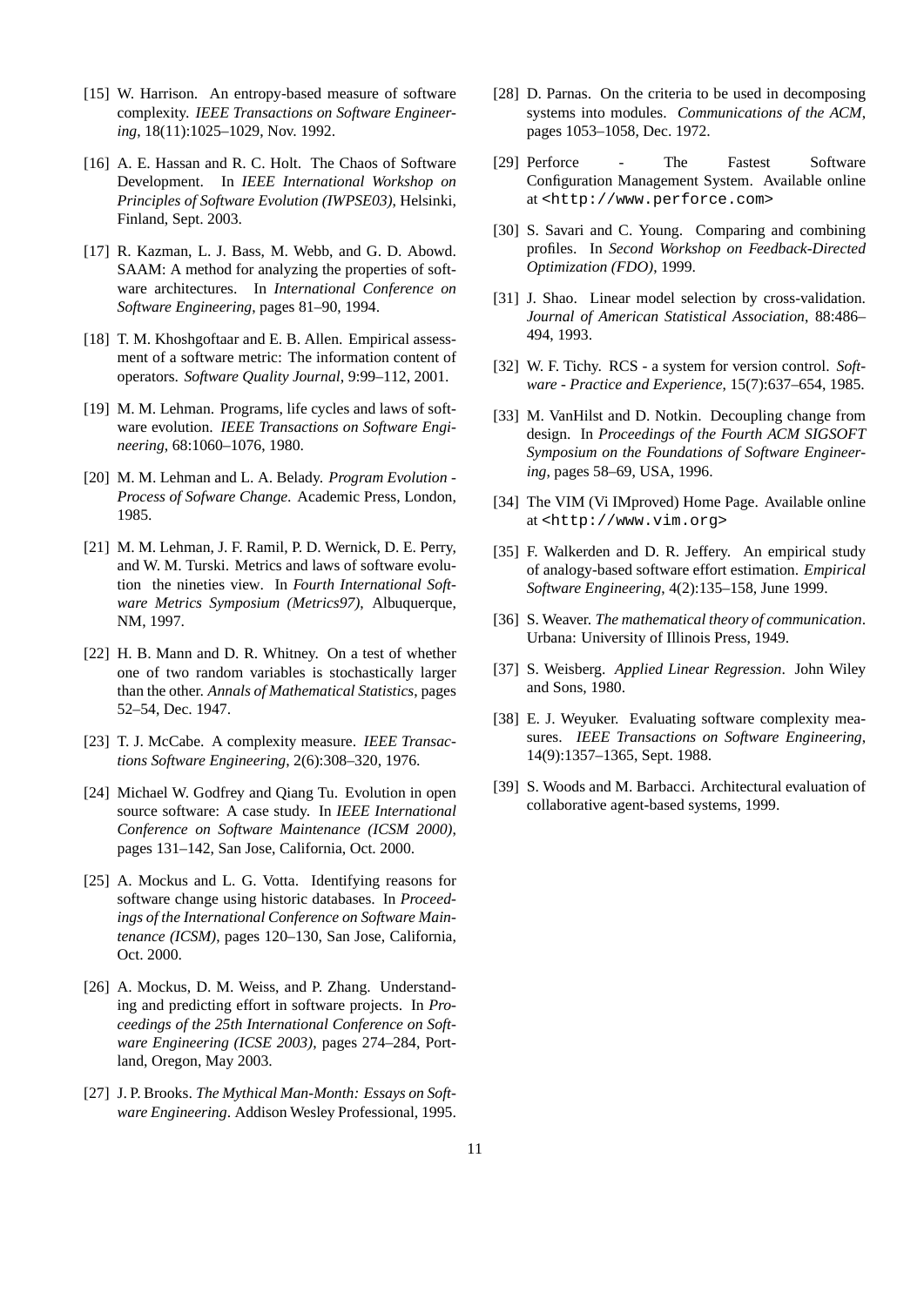[15] W. Harrison. An entropy-based measure of software complexity. *IEEE Transactions on Software Engineering*, 18(11):1025–1029, Nov. 1992.

[16] A. E. Hassan and R. C. Holt. The Chaos of Software Development. In *IEEE International Workshop on Principles of Software Evolution (IWPSE03)*, Helsinki, Finland, Sept. 2003.

[17] R. Kazman, L. J. Bass, M. Webb, and G. D. Abowd. SAAM: A method for analyzing the properties of software architectures. In *International Conference on Software Engineering*, pages 81–90, 1994.

[18] T. M. Khoshgoftaar and E. B. Allen. Empirical assessment of a software metric: The information content of operators. *Software Quality Journal*, 9:99–112, 2001.

[19] M. M. Lehman. Programs, life cycles and laws of software evolution. *IEEE Transactions on Software Engineering*, 68:1060–1076, 1980.

[20] M. M. Lehman and L. A. Belady. *Program Evolution - Process of Sofware Change*. Academic Press, London, 1985.

[21] M. M. Lehman, J. F. Ramil, P. D. Wernick, D. E. Perry, and W. M. Turski. Metrics and laws of software evolution the nineties view. In *Fourth International Software Metrics Symposium (Metrics97)*, Albuquerque, NM, 1997.

[22] H. B. Mann and D. R. Whitney. On a test of whether one of two random variables is stochastically larger than the other. *Annals of Mathematical Statistics*, pages 52–54, Dec. 1947.

[23] T. J. McCabe. A complexity measure. *IEEE Transactions Software Engineering*, 2(6):308–320, 1976.

[24] Michael W. Godfrey and Qiang Tu. Evolution in open source software: A case study. In *IEEE International Conference on Software Maintenance (ICSM 2000)*, pages 131–142, San Jose, California, Oct. 2000.

[25] A. Mockus and L. G. Votta. Identifying reasons for software change using historic databases. In *Proceedings of the International Conference on Software Maintenance (ICSM)*, pages 120–130, San Jose, California, Oct. 2000.

[26] A. Mockus, D. M. Weiss, and P. Zhang. Understanding and predicting effort in software projects. In *Proceedings of the 25th International Conference on Software Engineering (ICSE 2003)*, pages 274–284, Portland, Oregon, May 2003.

[27] J. P. Brooks. *The Mythical Man-Month: Essays on Software Engineering*. Addison Wesley Professional, 1995.

[28] D. Parnas. On the criteria to be used in decomposing systems into modules. *Communications of the ACM*, pages 1053–1058, Dec. 1972.

[29] Perforce - The Fastest Software Configuration Management System. Available online at `<http://www.perforce.com>`

[30] S. Savari and C. Young. Comparing and combining profiles. In *Second Workshop on Feedback-Directed Optimization (FDO)*, 1999.

[31] J. Shao. Linear model selection by cross-validation. *Journal of American Statistical Association*, 88:486–494, 1993.

[32] W. F. Tichy. RCS - a system for version control. *Software - Practice and Experience*, 15(7):637–654, 1985.

[33] M. VanHilst and D. Notkin. Decoupling change from design. In *Proceedings of the Fourth ACM SIGSOFT Symposium on the Foundations of Software Engineering*, pages 58–69, USA, 1996.

[34] The VIM (Vi IMproved) Home Page. Available online at `<http://www.vim.org>`

[35] F. Walkerden and D. R. Jeffery. An empirical study of analogy-based software effort estimation. *Empirical Software Engineering*, 4(2):135–158, June 1999.

[36] S. Weaver. *The mathematical theory of communication*. Urbana: University of Illinois Press, 1949.

[37] S. Weisberg. *Applied Linear Regression*. John Wiley and Sons, 1980.

[38] E. J. Weyuker. Evaluating software complexity measures. *IEEE Transactions on Software Engineering*, 14(9):1357–1365, Sept. 1988.

[39] S. Woods and M. Barbacci. Architectural evaluation of collaborative agent-based systems, 1999.